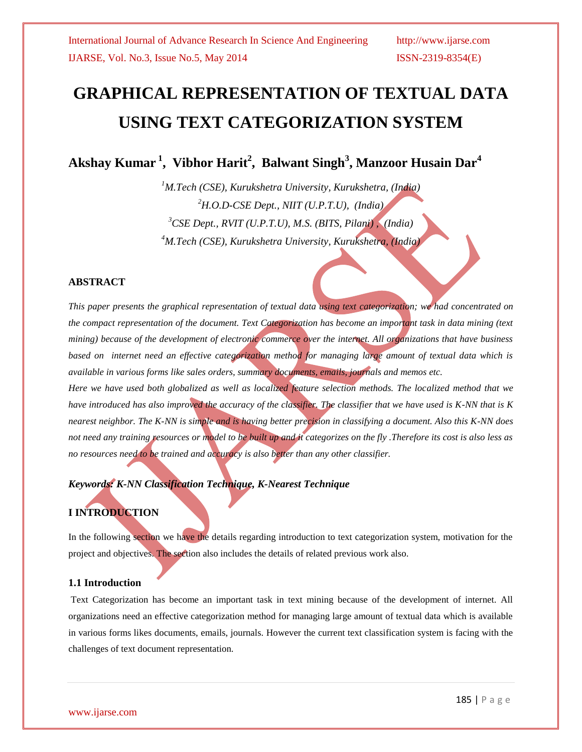# GRAPHICAL REPRESENTATION OF TEXTUAL DATA USING TEXT CATEGORIZATION SYSTEM

**Akshay Kumar [1], Vibhor Harit[2], Balwant Singh[3], Manzoor Husain Dar[4]**

[1]*M.Tech (CSE), Kurukshetra University, Kurukshetra, (India)*

[2]*H.O.D-CSE Dept., NIIT (U.P.T.U), (India)*

[3]*CSE Dept., RVIT (U.P.T.U), M.S. (BITS, Pilani) , (India)*

[4]*M.Tech (CSE), Kurukshetra University, Kurukshetra, (India)*

### ABSTRACT

*This paper presents the graphical representation of textual data using text categorization; we had concentrated on the compact representation of the document. Text Categorization has become an important task in data mining (text mining) because of the development of electronic commerce over the internet. All organizations that have business based on internet need an effective categorization method for managing large amount of textual data which is available in various forms like sales orders, summary documents, emails, journals and memos etc.*

*Here we have used both globalized as well as localized feature selection methods. The localized method that we have introduced has also improved the accuracy of the classifier. The classifier that we have used is K-NN that is K nearest neighbor. The K-NN is simple and is having better precision in classifying a document. Also this K-NN does not need any training resources or model to be built up and it categorizes on the fly .Therefore its cost is also less as no resources need to be trained and accuracy is also better than any other classifier.*

***Keywords: K-NN Classification Technique, K-Nearest Technique***

## I INTRODUCTION

In the following section we have the details regarding introduction to text categorization system, motivation for the project and objectives. The section also includes the details of related previous work also.

### 1.1 Introduction

Text Categorization has become an important task in text mining because of the development of internet. All organizations need an effective categorization method for managing large amount of textual data which is available in various forms likes documents, emails, journals. However the current text classification system is facing with the challenges of text document representation.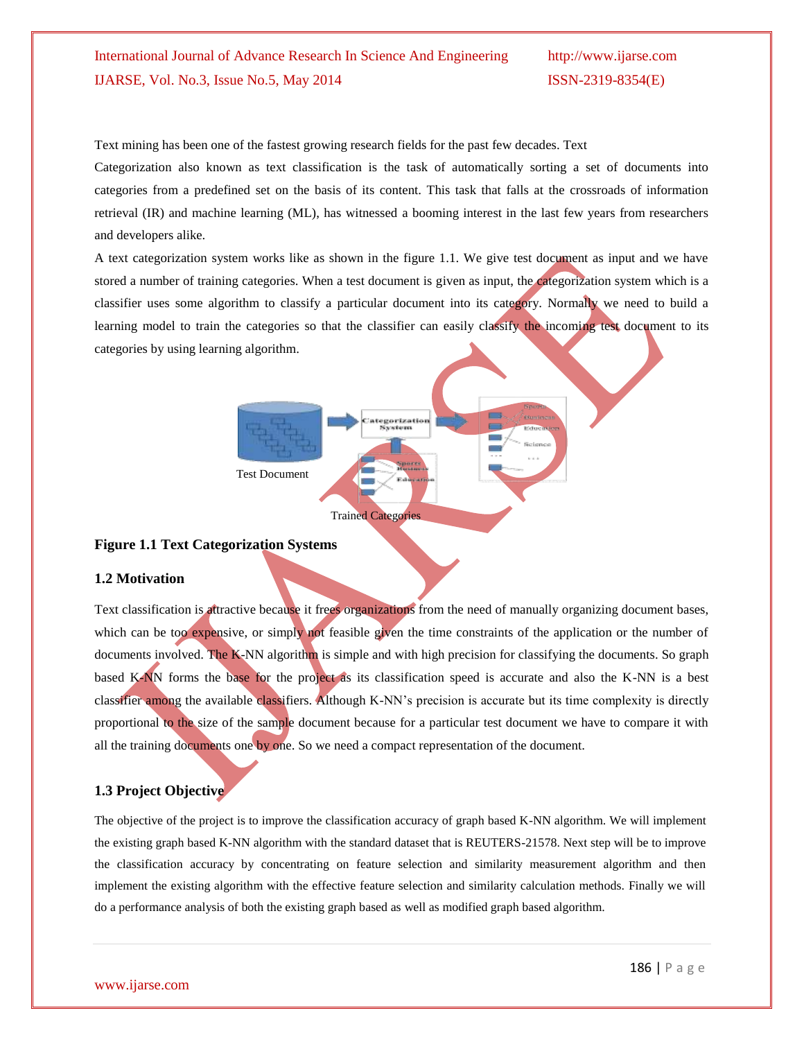Text mining has been one of the fastest growing research fields for the past few decades. Text Categorization also known as text classification is the task of automatically sorting a set of documents into categories from a predefined set on the basis of its content. This task that falls at the crossroads of information retrieval (IR) and machine learning (ML), has witnessed a booming interest in the last few years from researchers and developers alike.

A text categorization system works like as shown in the figure 1.1. We give test document as input and we have stored a number of training categories. When a test document is given as input, the categorization system which is a classifier uses some algorithm to classify a particular document into its category. Normally we need to build a learning model to train the categories so that the classifier can easily classify the incoming test document to its categories by using learning algorithm.

Test Document

Categorization System

Trained Categories

**Figure 1.1 Text Categorization Systems**

### 1.2 Motivation

Text classification is attractive because it frees organizations from the need of manually organizing document bases, which can be too expensive, or simply not feasible given the time constraints of the application or the number of documents involved. The K-NN algorithm is simple and with high precision for classifying the documents. So graph based K-NN forms the base for the project as its classification speed is accurate and also the K-NN is a best classifier among the available classifiers. Although K-NN's precision is accurate but its time complexity is directly proportional to the size of the sample document because for a particular test document we have to compare it with all the training documents one by one. So we need a compact representation of the document.

### 1.3 Project Objective

The objective of the project is to improve the classification accuracy of graph based K-NN algorithm. We will implement the existing graph based K-NN algorithm with the standard dataset that is REUTERS-21578. Next step will be to improve the classification accuracy by concentrating on feature selection and similarity measurement algorithm and then implement the existing algorithm with the effective feature selection and similarity calculation methods. Finally we will do a performance analysis of both the existing graph based as well as modified graph based algorithm.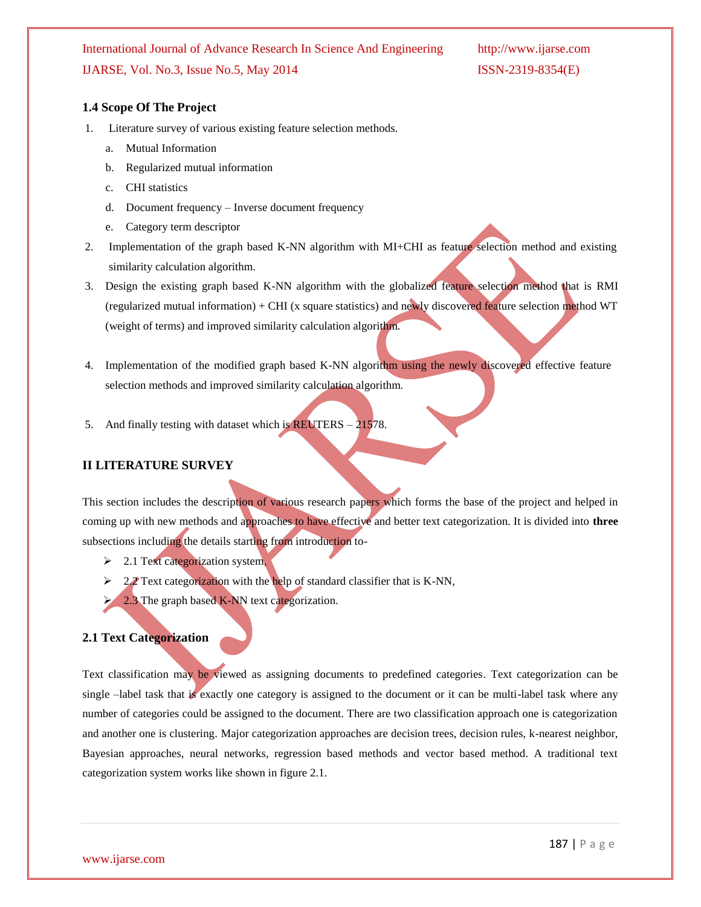### 1.4 Scope Of The Project

1. Literature survey of various existing feature selection methods.
   a. Mutual Information
   b. Regularized mutual information
   c. CHI statistics
   d. Document frequency – Inverse document frequency
   e. Category term descriptor
2. Implementation of the graph based K-NN algorithm with MI+CHI as feature selection method and existing similarity calculation algorithm.
3. Design the existing graph based K-NN algorithm with the globalized feature selection method that is RMI (regularized mutual information) + CHI (x square statistics) and newly discovered feature selection method WT (weight of terms) and improved similarity calculation algorithm.
4. Implementation of the modified graph based K-NN algorithm using the newly discovered effective feature selection methods and improved similarity calculation algorithm.
5. And finally testing with dataset which is REUTERS – 21578.

## II LITERATURE SURVEY

This section includes the description of various research papers which forms the base of the project and helped in coming up with new methods and approaches to have effective and better text categorization. It is divided into **three** subsections including the details starting from introduction to-

- 2.1 Text categorization system,
- 2.2 Text categorization with the help of standard classifier that is K-NN,
- 2.3 The graph based K-NN text categorization.

### 2.1 Text Categorization

Text classification may be viewed as assigning documents to predefined categories. Text categorization can be single –label task that is exactly one category is assigned to the document or it can be multi-label task where any number of categories could be assigned to the document. There are two classification approach one is categorization and another one is clustering. Major categorization approaches are decision trees, decision rules, k-nearest neighbor, Bayesian approaches, neural networks, regression based methods and vector based method. A traditional text categorization system works like shown in figure 2.1.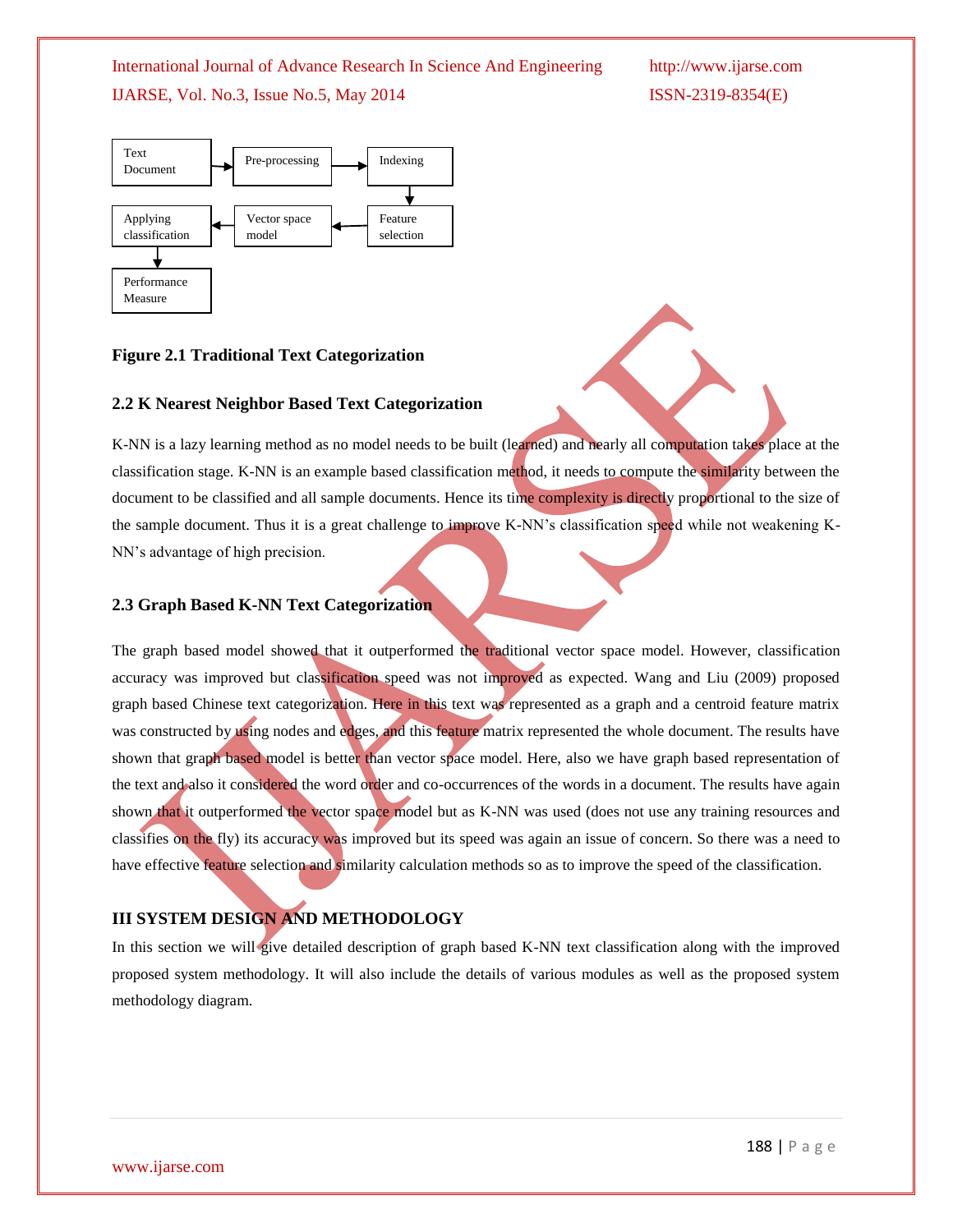Figure 2.1 Traditional Text Categorization

## 2.2 K Nearest Neighbor Based Text Categorization

K-NN is a lazy learning method as no model needs to be built (learned) and nearly all computation takes place at the classification stage. K-NN is an example based classification method, it needs to compute the similarity between the document to be classified and all sample documents. Hence its time complexity is directly proportional to the size of the sample document. Thus it is a great challenge to improve K-NN's classification speed while not weakening K-NN's advantage of high precision.

## 2.3 Graph Based K-NN Text Categorization

The graph based model showed that it outperformed the traditional vector space model. However, classification accuracy was improved but classification speed was not improved as expected. Wang and Liu (2009) proposed graph based Chinese text categorization. Here in this text was represented as a graph and a centroid feature matrix was constructed by using nodes and edges, and this feature matrix represented the whole document. The results have shown that graph based model is better than vector space model. Here, also we have graph based representation of the text and also it considered the word order and co-occurrences of the words in a document. The results have again shown that it outperformed the vector space model but as K-NN was used (does not use any training resources and classifies on the fly) its accuracy was improved but its speed was again an issue of concern. So there was a need to have effective feature selection and similarity calculation methods so as to improve the speed of the classification.

# III SYSTEM DESIGN AND METHODOLOGY

In this section we will give detailed description of graph based K-NN text classification along with the improved proposed system methodology. It will also include the details of various modules as well as the proposed system methodology diagram.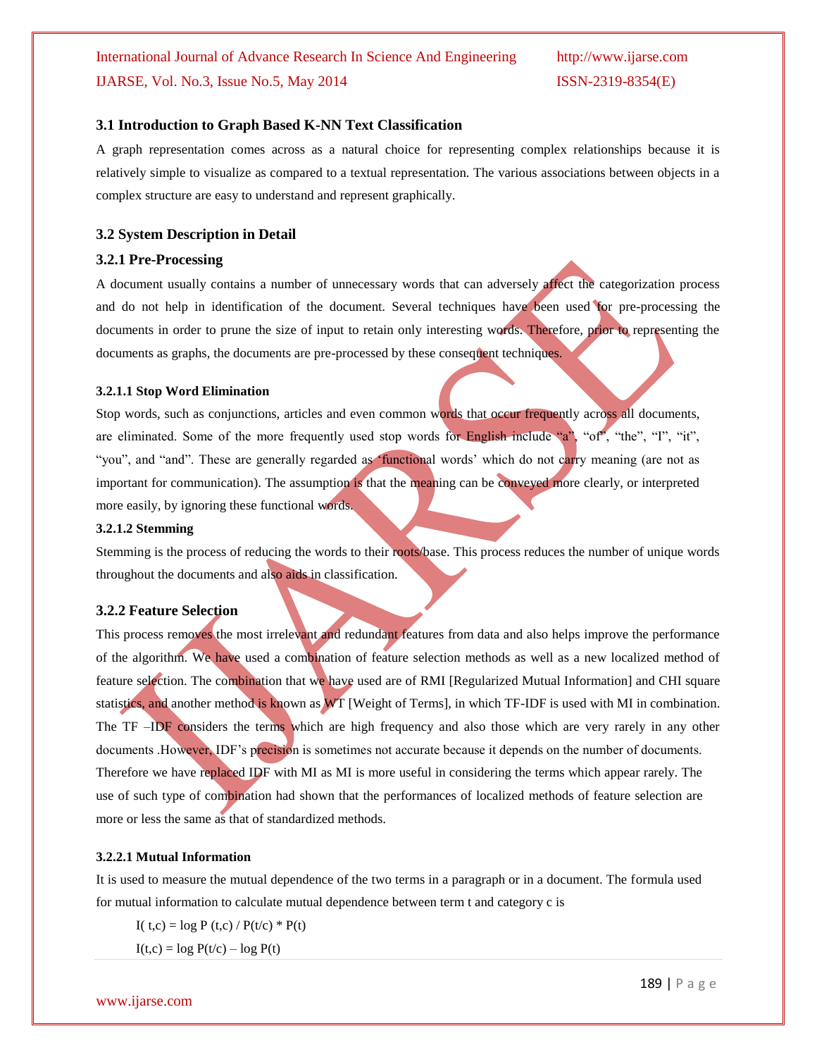### 3.1 Introduction to Graph Based K-NN Text Classification

A graph representation comes across as a natural choice for representing complex relationships because it is relatively simple to visualize as compared to a textual representation. The various associations between objects in a complex structure are easy to understand and represent graphically.

### 3.2 System Description in Detail

### 3.2.1 Pre-Processing

A document usually contains a number of unnecessary words that can adversely affect the categorization process and do not help in identification of the document. Several techniques have been used for pre-processing the documents in order to prune the size of input to retain only interesting words. Therefore, prior to representing the documents as graphs, the documents are pre-processed by these consequent techniques.

#### 3.2.1.1 Stop Word Elimination

Stop words, such as conjunctions, articles and even common words that occur frequently across all documents, are eliminated. Some of the more frequently used stop words for English include "a", "of", "the", "I", "it", "you", and "and". These are generally regarded as 'functional words' which do not carry meaning (are not as important for communication). The assumption is that the meaning can be conveyed more clearly, or interpreted more easily, by ignoring these functional words.

#### 3.2.1.2 Stemming

Stemming is the process of reducing the words to their roots/base. This process reduces the number of unique words throughout the documents and also aids in classification.

### 3.2.2 Feature Selection

This process removes the most irrelevant and redundant features from data and also helps improve the performance of the algorithm. We have used a combination of feature selection methods as well as a new localized method of feature selection. The combination that we have used are of RMI [Regularized Mutual Information] and CHI square statistics, and another method is known as WT [Weight of Terms], in which TF-IDF is used with MI in combination. The TF –IDF considers the terms which are high frequency and also those which are very rarely in any other documents .However, IDF's precision is sometimes not accurate because it depends on the number of documents. Therefore we have replaced IDF with MI as MI is more useful in considering the terms which appear rarely. The use of such type of combination had shown that the performances of localized methods of feature selection are more or less the same as that of standardized methods.

#### 3.2.2.1 Mutual Information

It is used to measure the mutual dependence of the two terms in a paragraph or in a document. The formula used for mutual information to calculate mutual dependence between term t and category c is

$$I(t,c) = \log P(t,c) / P(t/c) * P(t)$$

$$I(t,c) = \log P(t/c) - \log P(t)$$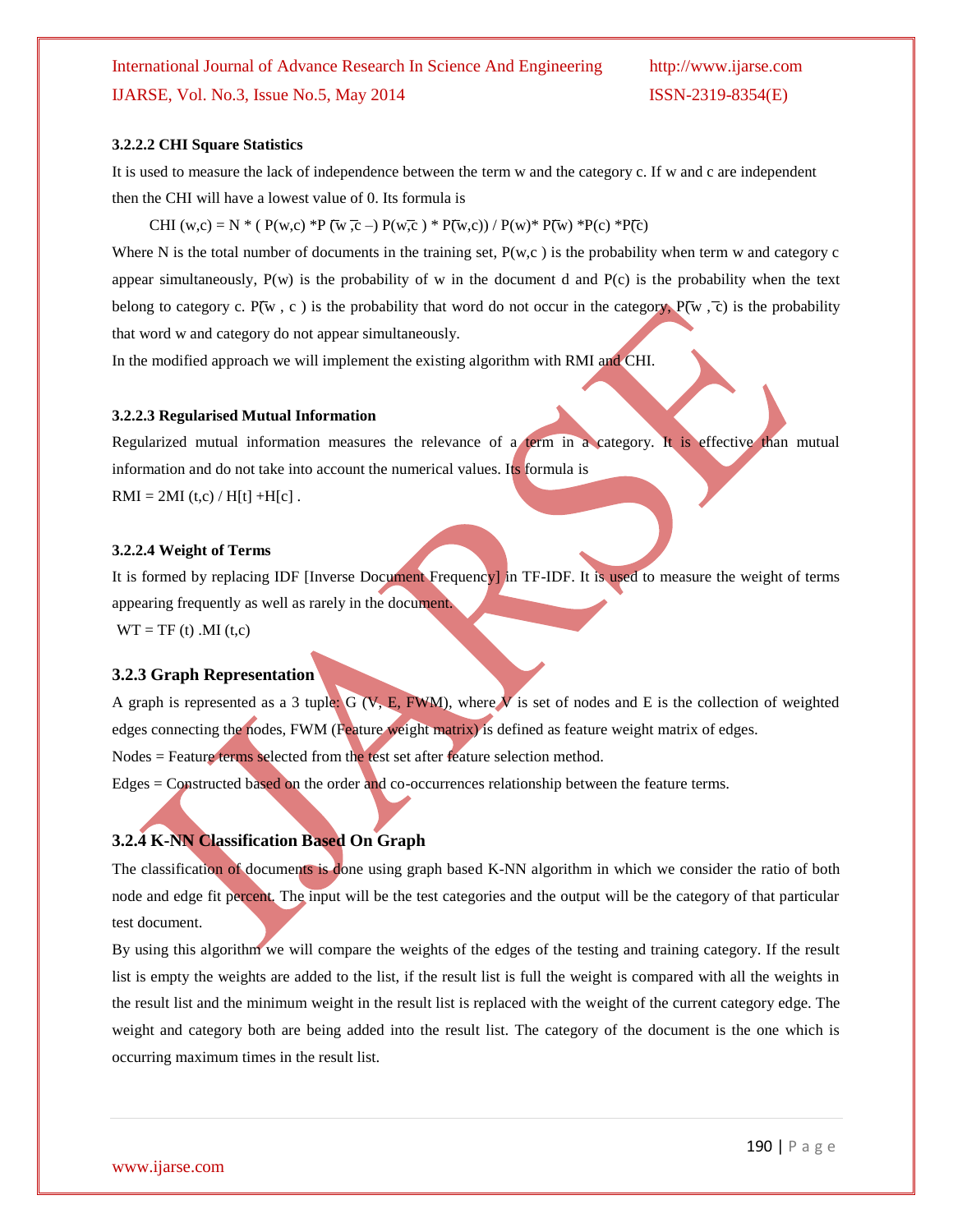#### 3.2.2.2 CHI Square Statistics

It is used to measure the lack of independence between the term w and the category c. If w and c are independent then the CHI will have a lowest value of 0. Its formula is

$$CHI(w,c) = N * ( P(w,c) * P(\bar{w}, \bar{c}) - P(w,\bar{c}) * P(\bar{w},c)) / P(w) * P(\bar{w}) * P(c) * P(\bar{c})$$

Where N is the total number of documents in the training set, P(w,c ) is the probability when term w and category c appear simultaneously, P(w) is the probability of w in the document d and P(c) is the probability when the text belong to category c. $P(\bar{w}, c)$ is the probability that word do not occur in the category, $P(\bar{w}, \bar{c})$ is the probability that word w and category do not appear simultaneously.

In the modified approach we will implement the existing algorithm with RMI and CHI.

#### 3.2.2.3 Regularised Mutual Information

Regularized mutual information measures the relevance of a term in a category. It is effective than mutual information and do not take into account the numerical values. Its formula is

$RMI = 2MI (t,c) / H[t] + H[c]$ .

#### 3.2.2.4 Weight of Terms

It is formed by replacing IDF [Inverse Document Frequency] in TF-IDF. It is used to measure the weight of terms appearing frequently as well as rarely in the document.

$WT = TF (t) . MI (t,c)$

### 3.2.3 Graph Representation

A graph is represented as a 3 tuple: G (V, E, FWM), where V is set of nodes and E is the collection of weighted edges connecting the nodes, FWM (Feature weight matrix) is defined as feature weight matrix of edges.

Nodes = Feature terms selected from the test set after feature selection method.

Edges = Constructed based on the order and co-occurrences relationship between the feature terms.

### 3.2.4 K-NN Classification Based On Graph

The classification of documents is done using graph based K-NN algorithm in which we consider the ratio of both node and edge fit percent. The input will be the test categories and the output will be the category of that particular test document.

By using this algorithm we will compare the weights of the edges of the testing and training category. If the result list is empty the weights are added to the list, if the result list is full the weight is compared with all the weights in the result list and the minimum weight in the result list is replaced with the weight of the current category edge. The weight and category both are being added into the result list. The category of the document is the one which is occurring maximum times in the result list.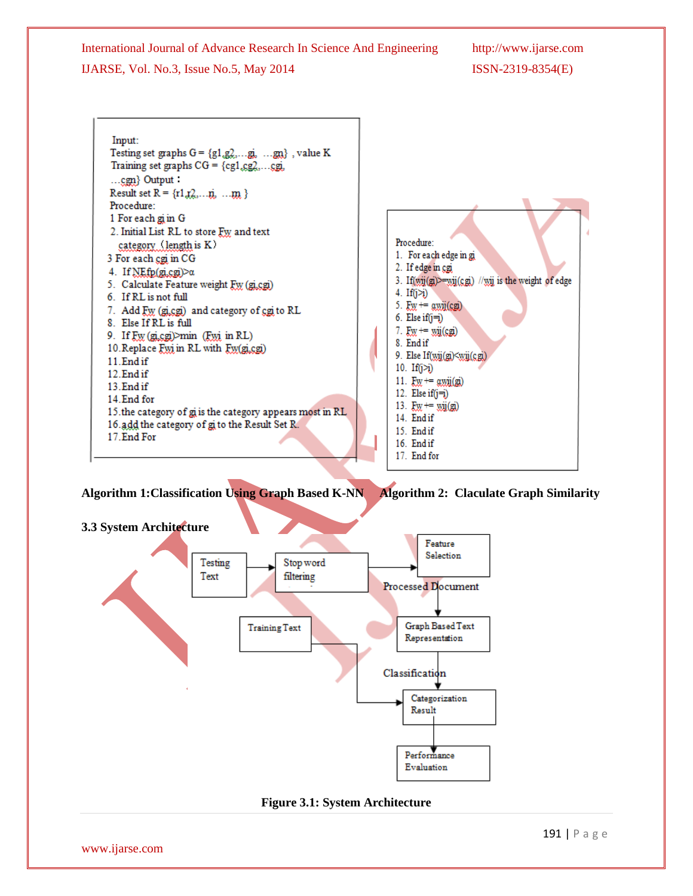```
Input:
Testing set graphs G = {g1,g2,...gi, ...gn} , value K
Training set graphs CG = {cg1,cg2,...cgi,
...cgn} Output :
Result set R = {r1,r2,...ri, ...rn }
Procedure:
1 For each gi in G
2. Initial List RL to store Fw and text
   category (length is K)
3 For each cgi in CG
4. If NEfp(gi,cgi)>α
5. Calculate Feature weight Fw (gi,cgi)
6. If RL is not full
7. Add Fw (gi,cgi) and category of cgi to RL
8. Else If RL is full
9. If Fw (gi,cgi)>min (Fwi in RL)
10.Replace Fwi in RL with Fw(gi,cgi)
11.End if
12.End if
13.End if
14.End for
15.the category of gi is the category appears most in RL
16.add the category of gi to the Result Set R.
17.End For
```

**Algorithm 1:Classification Using Graph Based K-NN**

```
Procedure:
1. For each edge in gi
2. If edge in cgi
3. If(wij(gi)>=wij(cgi) //wij is the weight of edge
4. If(j>i)
5. Fw += αwij(cgi)
6. Else if(j=i)
7. Fw += wij(cgi)
8. End if
9. Else If(wij(gi)<wij(cgi)
10. If(j>i)
11. Fw += αwij(gi)
12. Else if(j=i)
13. Fw += wij(gi)
14. End if
15. End if
16. End if
17. End for
```

**Algorithm 2: Claculate Graph Similarity**

### 3.3 System Architecture

Testing Text → Stop word filtering → Feature Selection → Processed Document → Graph Based Text Representation → Classification → Categorization Result → Performance Evaluation

Training Text → Categorization Result

**Figure 3.1: System Architecture**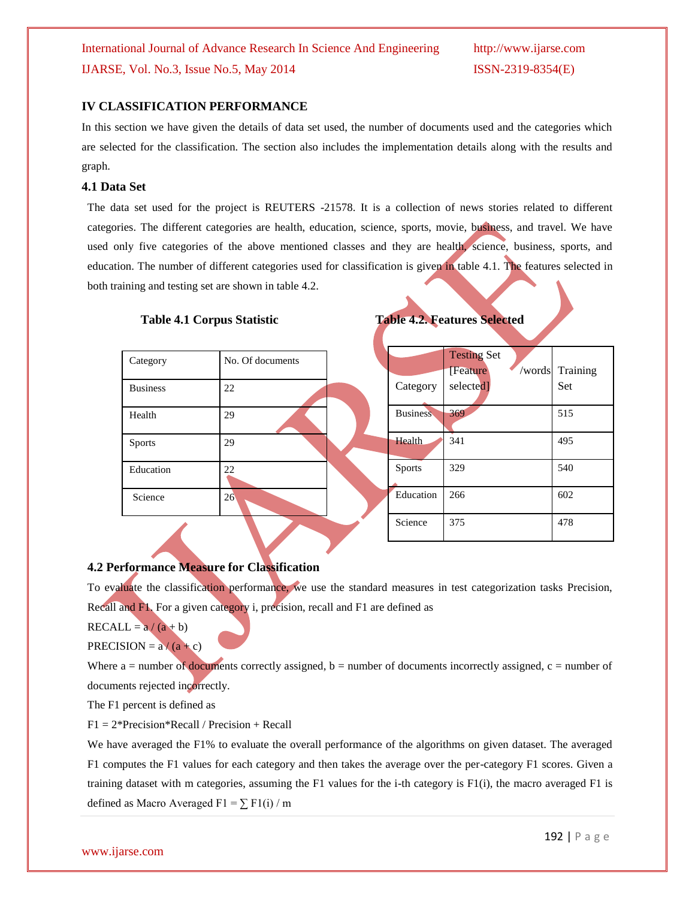## IV CLASSIFICATION PERFORMANCE

In this section we have given the details of data set used, the number of documents used and the categories which are selected for the classification. The section also includes the implementation details along with the results and graph.

### 4.1 Data Set

The data set used for the project is REUTERS -21578. It is a collection of news stories related to different categories. The different categories are health, education, science, sports, movie, business, and travel. We have used only five categories of the above mentioned classes and they are health, science, business, sports, and education. The number of different categories used for classification is given in table 4.1. The features selected in both training and testing set are shown in table 4.2.

**Table 4.1 Corpus Statistic**

| Category | No. Of documents |
|---|---|
| Business | 22 |
| Health | 29 |
| Sports | 29 |
| Education | 22 |
| Science | 26 |

**Table 4.2. Features Selected**

| Category | Testing Set [Feature /words selected] | Training Set |
|---|---|---|
| Business | 369 | 515 |
| Health | 341 | 495 |
| Sports | 329 | 540 |
| Education | 266 | 602 |
| Science | 375 | 478 |

### 4.2 Performance Measure for Classification

To evaluate the classification performance, we use the standard measures in test categorization tasks Precision, Recall and F1. For a given category i, precision, recall and F1 are defined as

RECALL = a / (a + b)

PRECISION = a / (a + c)

Where a = number of documents correctly assigned, b = number of documents incorrectly assigned, c = number of documents rejected incorrectly.

The F1 percent is defined as

F1 = 2*Precision*Recall / Precision + Recall

We have averaged the F1% to evaluate the overall performance of the algorithms on given dataset. The averaged F1 computes the F1 values for each category and then takes the average over the per-category F1 scores. Given a training dataset with m categories, assuming the F1 values for the i-th category is F1(i), the macro averaged F1 is defined as Macro Averaged F1 = $\sum$ F1(i) / m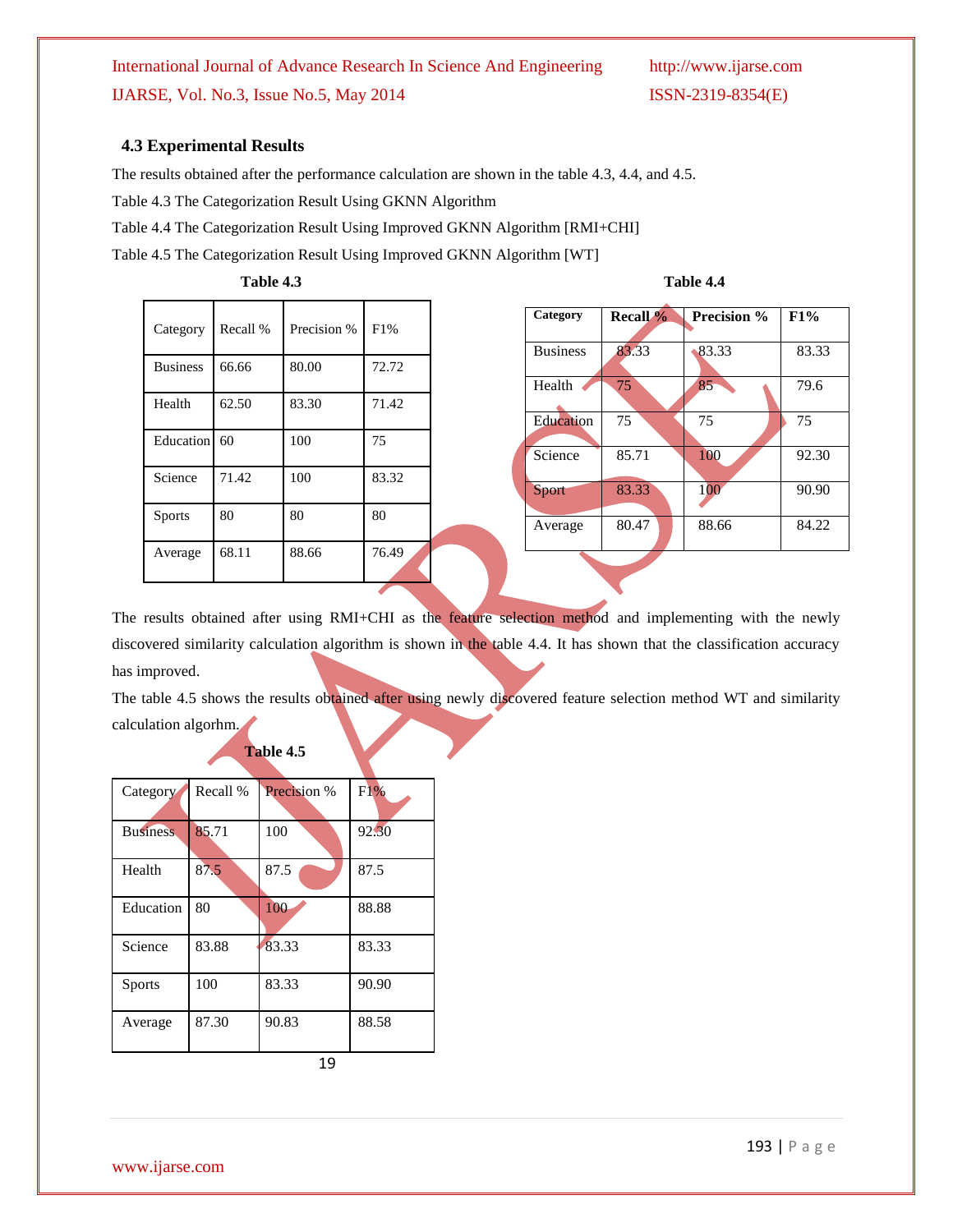### 4.3 Experimental Results

The results obtained after the performance calculation are shown in the table 4.3, 4.4, and 4.5.

Table 4.3 The Categorization Result Using GKNN Algorithm

Table 4.4 The Categorization Result Using Improved GKNN Algorithm [RMI+CHI]

Table 4.5 The Categorization Result Using Improved GKNN Algorithm [WT]

**Table 4.3**

| Category | Recall % | Precision % | F1% |
|---|---|---|---|
| Business | 66.66 | 80.00 | 72.72 |
| Health | 62.50 | 83.30 | 71.42 |
| Education | 60 | 100 | 75 |
| Science | 71.42 | 100 | 83.32 |
| Sports | 80 | 80 | 80 |
| Average | 68.11 | 88.66 | 76.49 |

**Table 4.4**

| Category | Recall % | Precision % | F1% |
|---|---|---|---|
| Business | 83.33 | 83.33 | 83.33 |
| Health | 75 | 85 | 79.6 |
| Education | 75 | 75 | 75 |
| Science | 85.71 | 100 | 92.30 |
| Sport | 83.33 | 100 | 90.90 |
| Average | 80.47 | 88.66 | 84.22 |

The results obtained after using RMI+CHI as the feature selection method and implementing with the newly discovered similarity calculation algorithm is shown in the table 4.4. It has shown that the classification accuracy has improved.

The table 4.5 shows the results obtained after using newly discovered feature selection method WT and similarity calculation algorhm.

**Table 4.5**

| Category | Recall % | Precision % | F1% |
|---|---|---|---|
| Business | 85.71 | 100 | 92.30 |
| Health | 87.5 | 87.5 | 87.5 |
| Education | 80 | 100 | 88.88 |
| Science | 83.88 | 83.33 | 83.33 |
| Sports | 100 | 83.33 | 90.90 |
| Average | 87.30 | 90.83 | 88.58 |

19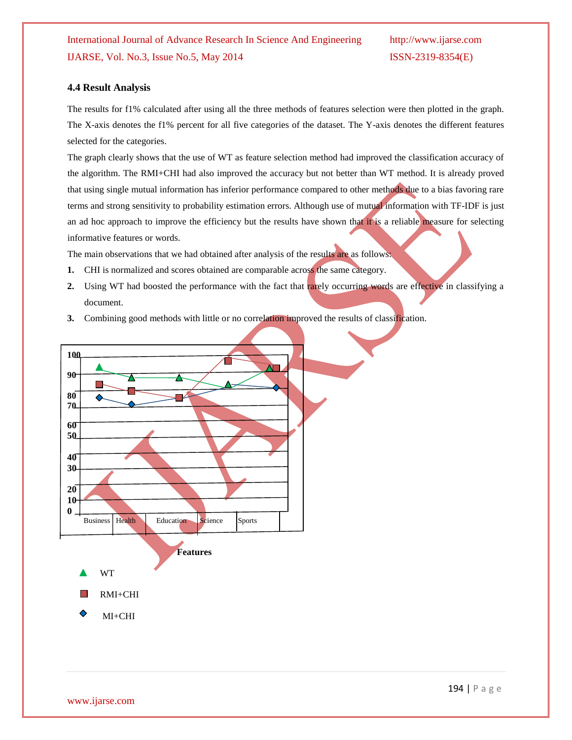### 4.4 Result Analysis

The results for f1% calculated after using all the three methods of features selection were then plotted in the graph. The X-axis denotes the f1% percent for all five categories of the dataset. The Y-axis denotes the different features selected for the categories.

The graph clearly shows that the use of WT as feature selection method had improved the classification accuracy of the algorithm. The RMI+CHI had also improved the accuracy but not better than WT method. It is already proved that using single mutual information has inferior performance compared to other methods due to a bias favoring rare terms and strong sensitivity to probability estimation errors. Although use of mutual information with TF-IDF is just an ad hoc approach to improve the efficiency but the results have shown that it is a reliable measure for selecting informative features or words.

The main observations that we had obtained after analysis of the results are as follows:

1. CHI is normalized and scores obtained are comparable across the same category.
2. Using WT had boosted the performance with the fact that rarely occurring words are effective in classifying a document.
3. Combining good methods with little or no correlation improved the results of classification.

100
90
80
70
60
50
40
30
20
10
0

Business | Health | Education | Science | Sports

**Features**

▲ WT

■ RMI+CHI

◆ MI+CHI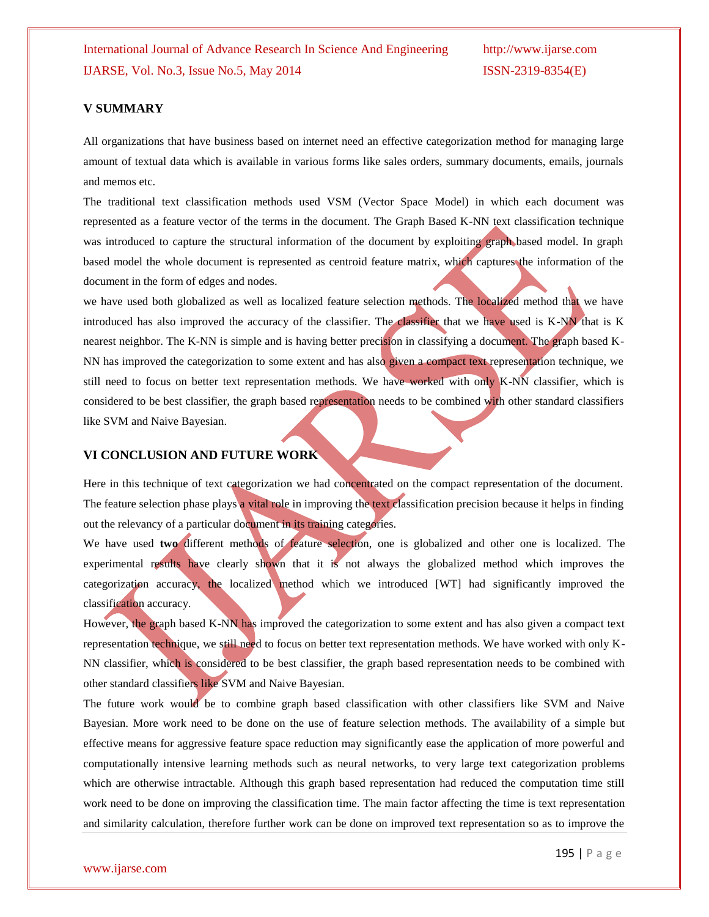## V SUMMARY

All organizations that have business based on internet need an effective categorization method for managing large amount of textual data which is available in various forms like sales orders, summary documents, emails, journals and memos etc.

The traditional text classification methods used VSM (Vector Space Model) in which each document was represented as a feature vector of the terms in the document. The Graph Based K-NN text classification technique was introduced to capture the structural information of the document by exploiting graph based model. In graph based model the whole document is represented as centroid feature matrix, which captures the information of the document in the form of edges and nodes.

we have used both globalized as well as localized feature selection methods. The localized method that we have introduced has also improved the accuracy of the classifier. The classifier that we have used is K-NN that is K nearest neighbor. The K-NN is simple and is having better precision in classifying a document. The graph based K-NN has improved the categorization to some extent and has also given a compact text representation technique, we still need to focus on better text representation methods. We have worked with only K-NN classifier, which is considered to be best classifier, the graph based representation needs to be combined with other standard classifiers like SVM and Naive Bayesian.

## VI CONCLUSION AND FUTURE WORK

Here in this technique of text categorization we had concentrated on the compact representation of the document. The feature selection phase plays a vital role in improving the text classification precision because it helps in finding out the relevancy of a particular document in its training categories.

We have used **two** different methods of feature selection, one is globalized and other one is localized. The experimental results have clearly shown that it is not always the globalized method which improves the categorization accuracy, the localized method which we introduced [WT] had significantly improved the classification accuracy.

However, the graph based K-NN has improved the categorization to some extent and has also given a compact text representation technique, we still need to focus on better text representation methods. We have worked with only K-NN classifier, which is considered to be best classifier, the graph based representation needs to be combined with other standard classifiers like SVM and Naive Bayesian.

The future work would be to combine graph based classification with other classifiers like SVM and Naive Bayesian. More work need to be done on the use of feature selection methods. The availability of a simple but effective means for aggressive feature space reduction may significantly ease the application of more powerful and computationally intensive learning methods such as neural networks, to very large text categorization problems which are otherwise intractable. Although this graph based representation had reduced the computation time still work need to be done on improving the classification time. The main factor affecting the time is text representation and similarity calculation, therefore further work can be done on improved text representation so as to improve the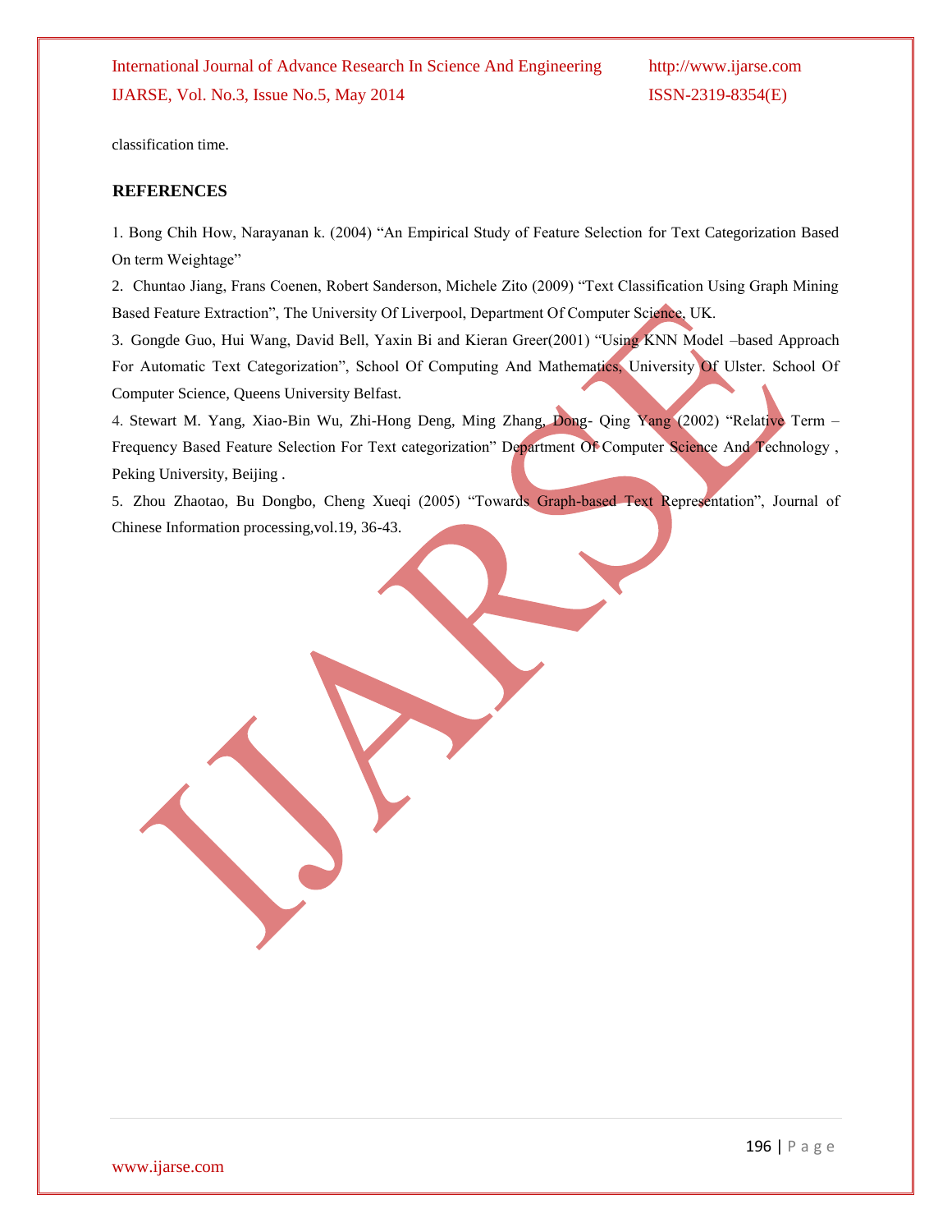classification time.

## REFERENCES

1. Bong Chih How, Narayanan k. (2004) “An Empirical Study of Feature Selection for Text Categorization Based On term Weightage”
2. Chuntao Jiang, Frans Coenen, Robert Sanderson, Michele Zito (2009) “Text Classification Using Graph Mining Based Feature Extraction”, The University Of Liverpool, Department Of Computer Science, UK.
3. Gongde Guo, Hui Wang, David Bell, Yaxin Bi and Kieran Greer(2001) “Using KNN Model –based Approach For Automatic Text Categorization”, School Of Computing And Mathematics, University Of Ulster. School Of Computer Science, Queens University Belfast.
4. Stewart M. Yang, Xiao-Bin Wu, Zhi-Hong Deng, Ming Zhang, Dong- Qing Yang (2002) “Relative Term –Frequency Based Feature Selection For Text categorization” Department Of Computer Science And Technology , Peking University, Beijing .
5. Zhou Zhaotao, Bu Dongbo, Cheng Xueqi (2005) “Towards Graph-based Text Representation”, Journal of Chinese Information processing,vol.19, 36-43.